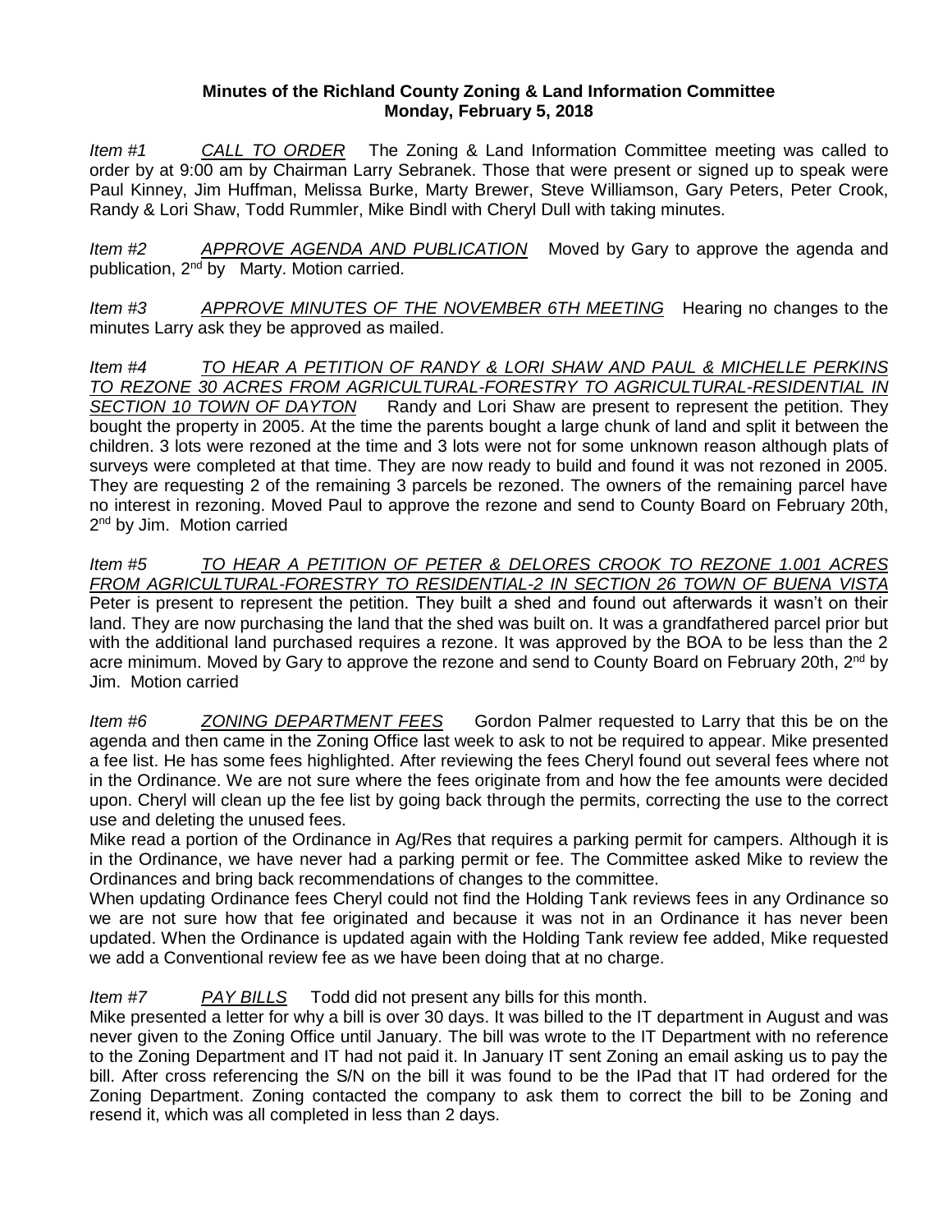**Minutes of the Richland County Zoning & Land Information Committee**
**Monday, February 5, 2018**

*Item #1* *CALL TO ORDER* The Zoning & Land Information Committee meeting was called to order by at 9:00 am by Chairman Larry Sebranek. Those that were present or signed up to speak were Paul Kinney, Jim Huffman, Melissa Burke, Marty Brewer, Steve Williamson, Gary Peters, Peter Crook, Randy & Lori Shaw, Todd Rummler, Mike Bindl with Cheryl Dull with taking minutes.

*Item #2* *APPROVE AGENDA AND PUBLICATION* Moved by Gary to approve the agenda and publication, 2nd by Marty. Motion carried.

*Item #3* *APPROVE MINUTES OF THE NOVEMBER 6TH MEETING* Hearing no changes to the minutes Larry ask they be approved as mailed.

*Item #4* *TO HEAR A PETITION OF RANDY & LORI SHAW AND PAUL & MICHELLE PERKINS TO REZONE 30 ACRES FROM AGRICULTURAL-FORESTRY TO AGRICULTURAL-RESIDENTIAL IN SECTION 10 TOWN OF DAYTON* Randy and Lori Shaw are present to represent the petition. They bought the property in 2005. At the time the parents bought a large chunk of land and split it between the children. 3 lots were rezoned at the time and 3 lots were not for some unknown reason although plats of surveys were completed at that time. They are now ready to build and found it was not rezoned in 2005. They are requesting 2 of the remaining 3 parcels be rezoned. The owners of the remaining parcel have no interest in rezoning. Moved Paul to approve the rezone and send to County Board on February 20th, 2nd by Jim. Motion carried

*Item #5* *TO HEAR A PETITION OF PETER & DELORES CROOK TO REZONE 1.001 ACRES FROM AGRICULTURAL-FORESTRY TO RESIDENTIAL-2 IN SECTION 26 TOWN OF BUENA VISTA* Peter is present to represent the petition. They built a shed and found out afterwards it wasn't on their land. They are now purchasing the land that the shed was built on. It was a grandfathered parcel prior but with the additional land purchased requires a rezone. It was approved by the BOA to be less than the 2 acre minimum. Moved by Gary to approve the rezone and send to County Board on February 20th, 2nd by Jim. Motion carried

*Item #6* *ZONING DEPARTMENT FEES* Gordon Palmer requested to Larry that this be on the agenda and then came in the Zoning Office last week to ask to not be required to appear. Mike presented a fee list. He has some fees highlighted. After reviewing the fees Cheryl found out several fees where not in the Ordinance. We are not sure where the fees originate from and how the fee amounts were decided upon. Cheryl will clean up the fee list by going back through the permits, correcting the use to the correct use and deleting the unused fees.

Mike read a portion of the Ordinance in Ag/Res that requires a parking permit for campers. Although it is in the Ordinance, we have never had a parking permit or fee. The Committee asked Mike to review the Ordinances and bring back recommendations of changes to the committee.

When updating Ordinance fees Cheryl could not find the Holding Tank reviews fees in any Ordinance so we are not sure how that fee originated and because it was not in an Ordinance it has never been updated. When the Ordinance is updated again with the Holding Tank review fee added, Mike requested we add a Conventional review fee as we have been doing that at no charge.

*Item #7* *PAY BILLS* Todd did not present any bills for this month.

Mike presented a letter for why a bill is over 30 days. It was billed to the IT department in August and was never given to the Zoning Office until January. The bill was wrote to the IT Department with no reference to the Zoning Department and IT had not paid it. In January IT sent Zoning an email asking us to pay the bill. After cross referencing the S/N on the bill it was found to be the IPad that IT had ordered for the Zoning Department. Zoning contacted the company to ask them to correct the bill to be Zoning and resend it, which was all completed in less than 2 days.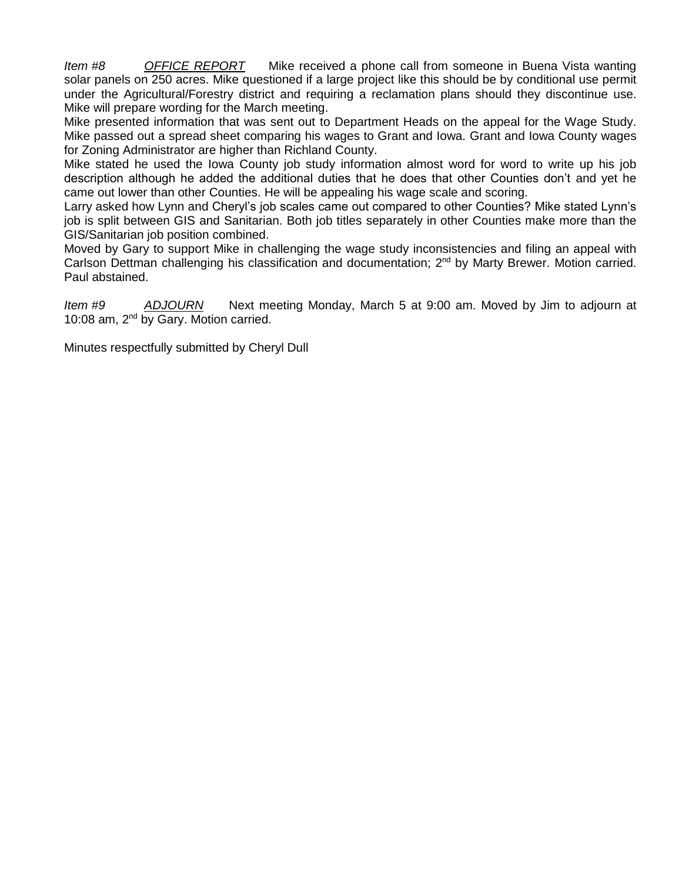*Item #8* *OFFICE REPORT* Mike received a phone call from someone in Buena Vista wanting solar panels on 250 acres. Mike questioned if a large project like this should be by conditional use permit under the Agricultural/Forestry district and requiring a reclamation plans should they discontinue use. Mike will prepare wording for the March meeting.

Mike presented information that was sent out to Department Heads on the appeal for the Wage Study. Mike passed out a spread sheet comparing his wages to Grant and Iowa. Grant and Iowa County wages for Zoning Administrator are higher than Richland County.

Mike stated he used the Iowa County job study information almost word for word to write up his job description although he added the additional duties that he does that other Counties don't and yet he came out lower than other Counties. He will be appealing his wage scale and scoring.

Larry asked how Lynn and Cheryl's job scales came out compared to other Counties? Mike stated Lynn's job is split between GIS and Sanitarian. Both job titles separately in other Counties make more than the GIS/Sanitarian job position combined.

Moved by Gary to support Mike in challenging the wage study inconsistencies and filing an appeal with Carlson Dettman challenging his classification and documentation; 2nd by Marty Brewer. Motion carried. Paul abstained.

*Item #9* *ADJOURN* Next meeting Monday, March 5 at 9:00 am. Moved by Jim to adjourn at 10:08 am, 2nd by Gary. Motion carried.

Minutes respectfully submitted by Cheryl Dull